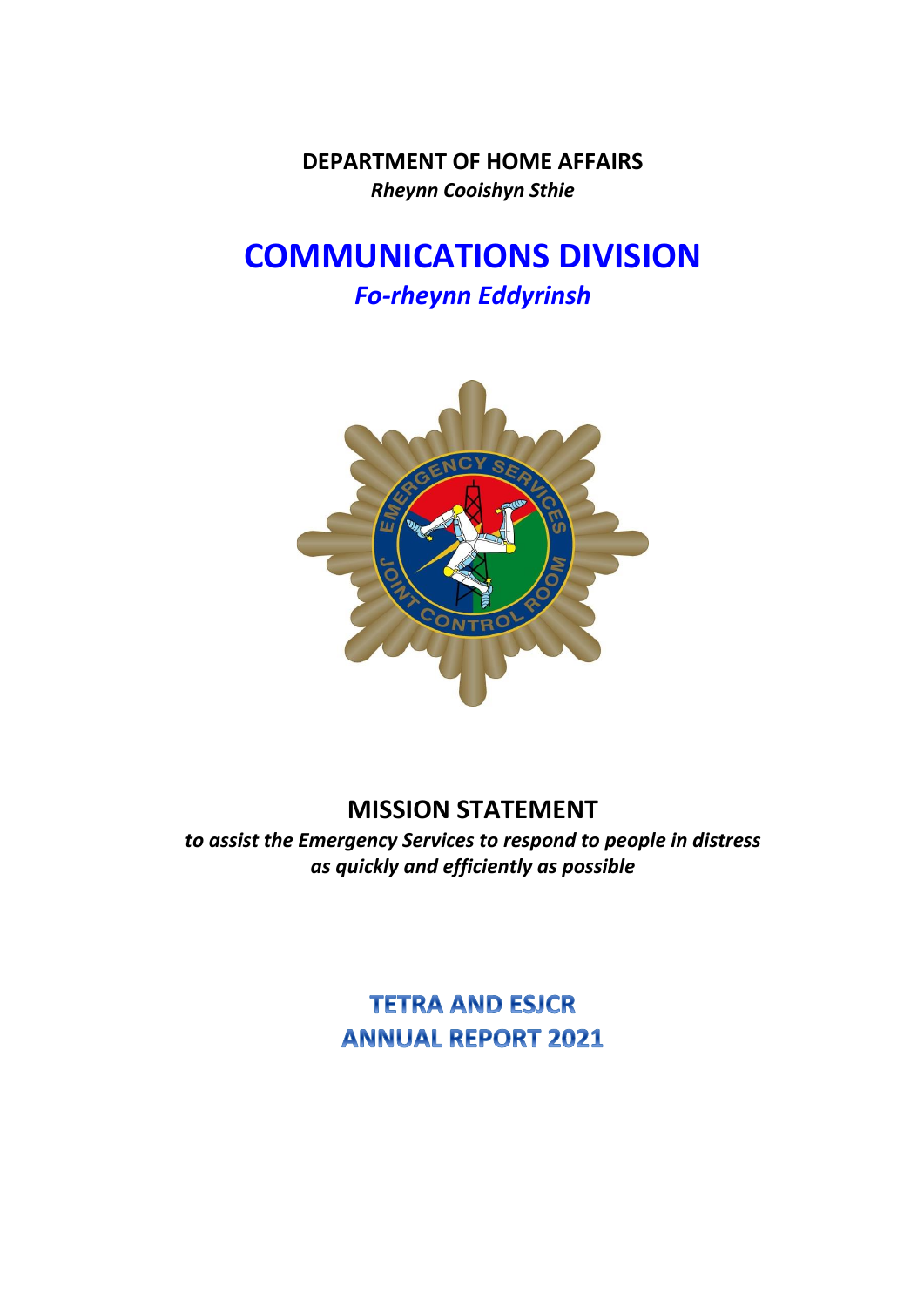**DEPARTMENT OF HOME AFFAIRS**

***Rheynn Cooishyn Sthie***

# COMMUNICATIONS DIVISION

## *Fo-rheynn Eddyrinsh*

## MISSION STATEMENT

***to assist the Emergency Services to respond to people in distress as quickly and efficiently as possible***

# TETRA AND ESJCR ANNUAL REPORT 2021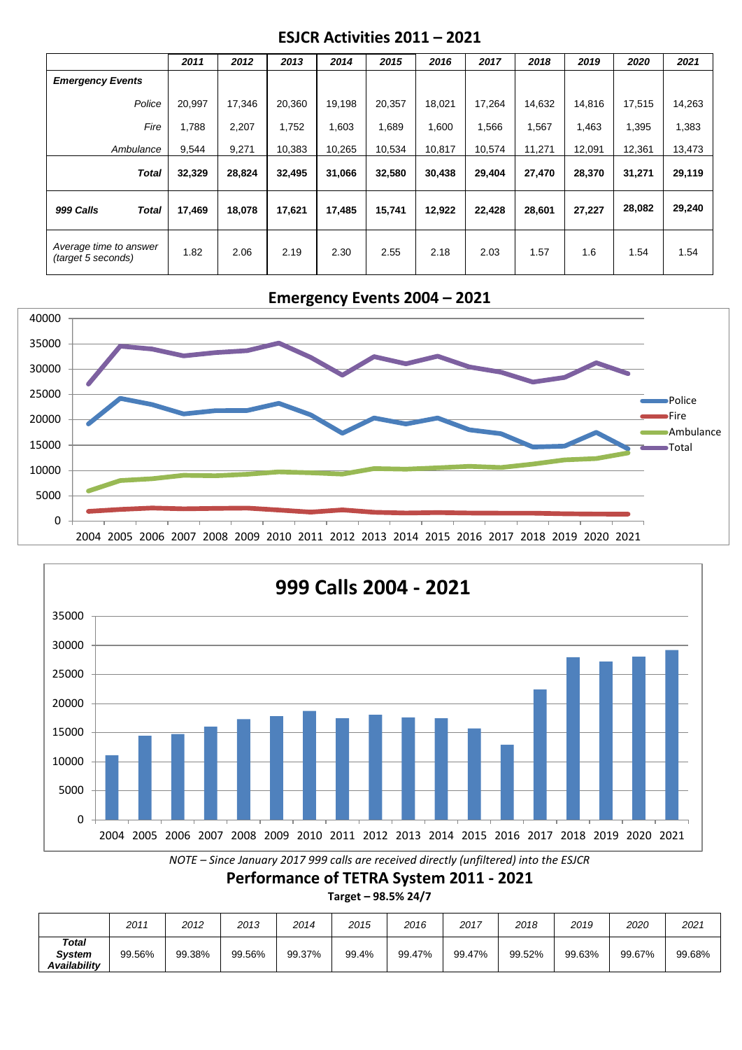## ESJCR Activities 2011 – 2021

| | 2011 | 2012 | 2013 | 2014 | 2015 | 2016 | 2017 | 2018 | 2019 | 2020 | 2021 |
|---|---|---|---|---|---|---|---|---|---|---|---|
| ***Emergency Events*** | | | | | | | | | | | |
| *Police* | 20,997 | 17,346 | 20,360 | 19,198 | 20,357 | 18,021 | 17,264 | 14,632 | 14,816 | 17,515 | 14,263 |
| *Fire* | 1,788 | 2,207 | 1,752 | 1,603 | 1,689 | 1,600 | 1,566 | 1,567 | 1,463 | 1,395 | 1,383 |
| *Ambulance* | 9,544 | 9,271 | 10,383 | 10,265 | 10,534 | 10,817 | 10,574 | 11,271 | 12,091 | 12,361 | 13,473 |
| ***Total*** | **32,329** | **28,824** | **32,495** | **31,066** | **32,580** | **30,438** | **29,404** | **27,470** | **28,370** | **31,271** | **29,119** |
| ***999 Calls Total*** | **17,469** | **18,078** | **17,621** | **17,485** | **15,741** | **12,922** | **22,428** | **28,601** | **27,227** | **28,082** | **29,240** |
| *Average time to answer (target 5 seconds)* | 1.82 | 2.06 | 2.19 | 2.30 | 2.55 | 2.18 | 2.03 | 1.57 | 1.6 | 1.54 | 1.54 |

## Emergency Events 2004 – 2021

40000
35000
30000
25000
20000
15000
10000
5000
0

2004 2005 2006 2007 2008 2009 2010 2011 2012 2013 2014 2015 2016 2017 2018 2019 2020 2021

Police
Fire
Ambulance
Total

## 999 Calls 2004 - 2021

35000
30000
25000
20000
15000
10000
5000
0

2004 2005 2006 2007 2008 2009 2010 2011 2012 2013 2014 2015 2016 2017 2018 2019 2020 2021

*NOTE – Since January 2017 999 calls are received directly (unfiltered) into the ESJCR*

## Performance of TETRA System 2011 - 2021

**Target – 98.5% 24/7**

| | *2011* | *2012* | *2013* | *2014* | *2015* | *2016* | *2017* | *2018* | *2019* | *2020* | *2021* |
|---|---|---|---|---|---|---|---|---|---|---|---|
| ***Total System Availability*** | 99.56% | 99.38% | 99.56% | 99.37% | 99.4% | 99.47% | 99.47% | 99.52% | 99.63% | 99.67% | 99.68% |